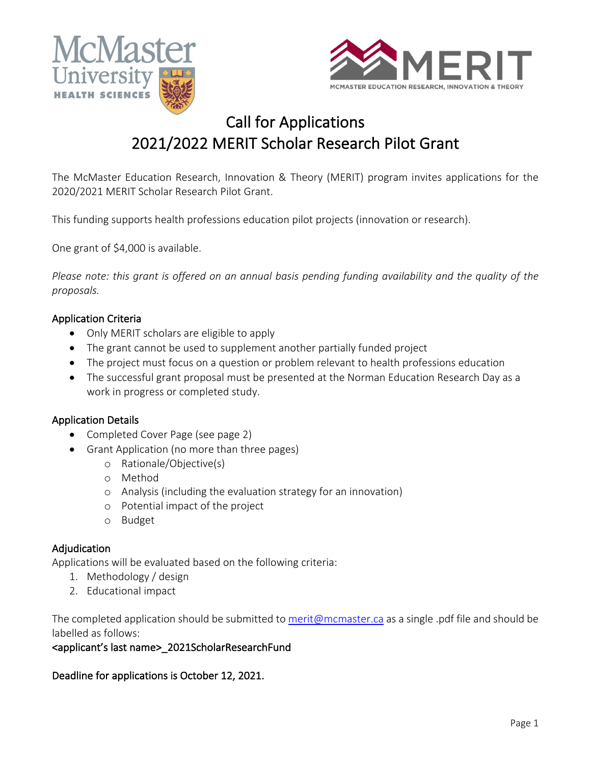# Call for Applications
# 2021/2022 MERIT Scholar Research Pilot Grant

The McMaster Education Research, Innovation & Theory (MERIT) program invites applications for the 2020/2021 MERIT Scholar Research Pilot Grant.

This funding supports health professions education pilot projects (innovation or research).

One grant of $4,000 is available.

*Please note: this grant is offered on an annual basis pending funding availability and the quality of the proposals.*

## Application Criteria

- Only MERIT scholars are eligible to apply
- The grant cannot be used to supplement another partially funded project
- The project must focus on a question or problem relevant to health professions education
- The successful grant proposal must be presented at the Norman Education Research Day as a work in progress or completed study.

## Application Details

- Completed Cover Page (see page 2)
- Grant Application (no more than three pages)
  - Rationale/Objective(s)
  - Method
  - Analysis (including the evaluation strategy for an innovation)
  - Potential impact of the project
  - Budget

## Adjudication

Applications will be evaluated based on the following criteria:

1. Methodology / design
2. Educational impact

The completed application should be submitted to merit@mcmaster.ca as a single .pdf file and should be labelled as follows:

**<applicant's last name>_2021ScholarResearchFund**

**Deadline for applications is October 12, 2021.**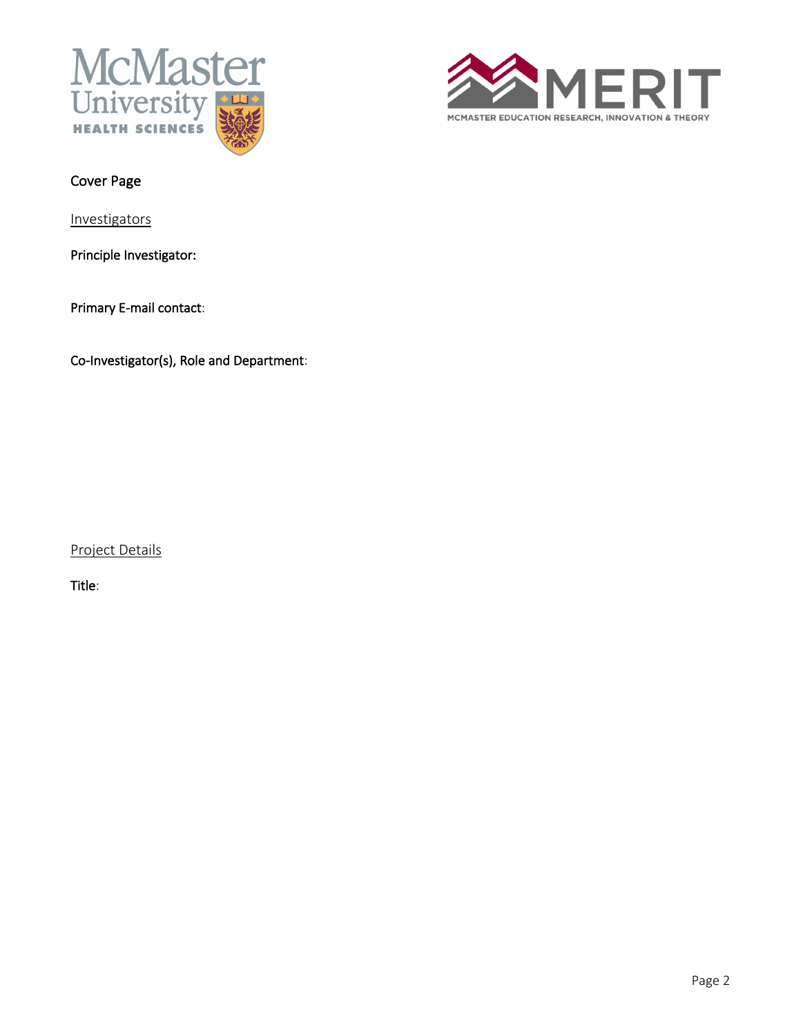McMaster University HEALTH SCIENCES

MERIT
MCMASTER EDUCATION RESEARCH, INNOVATION & THEORY

## Cover Page

### Investigators

**Principle Investigator:**

**Primary E-mail contact**:

**Co-Investigator(s), Role and Department**:

### Project Details

**Title**: